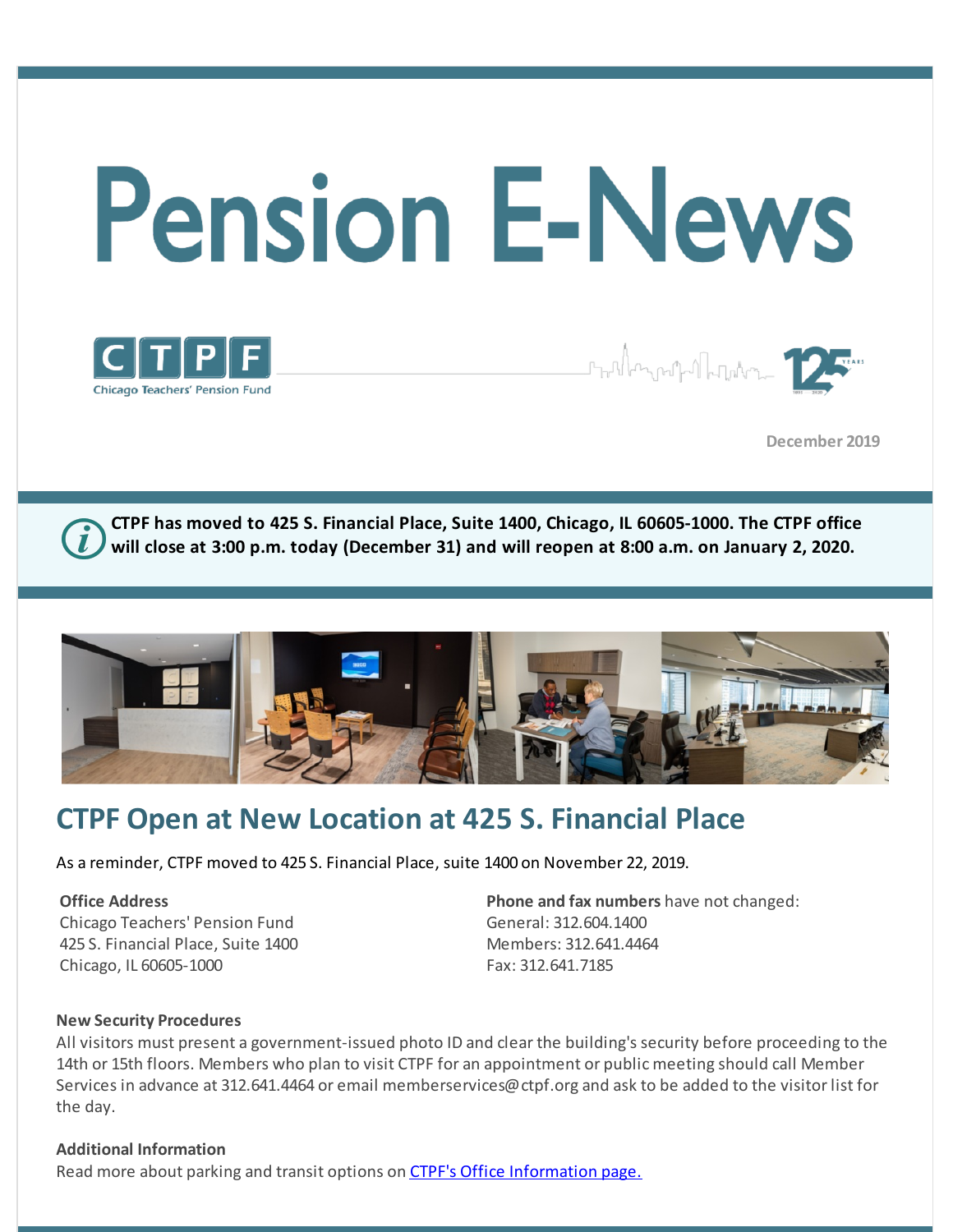# Pension E-News

CTPF
Chicago Teachers' Pension Fund

125 YEARS

December 2019

**CTPF has moved to 425 S. Financial Place, Suite 1400, Chicago, IL 60605-1000. The CTPF office will close at 3:00 p.m. today (December 31) and will reopen at 8:00 a.m. on January 2, 2020.**

## CTPF Open at New Location at 425 S. Financial Place

As a reminder, CTPF moved to 425 S. Financial Place, suite 1400 on November 22, 2019.

**Office Address**
Chicago Teachers' Pension Fund
425 S. Financial Place, Suite 1400
Chicago, IL 60605-1000

**Phone and fax numbers** have not changed:
General: 312.604.1400
Members: 312.641.4464
Fax: 312.641.7185

**New Security Procedures**
All visitors must present a government-issued photo ID and clear the building's security before proceeding to the 14th or 15th floors. Members who plan to visit CTPF for an appointment or public meeting should call Member Services in advance at 312.641.4464 or email memberservices@ctpf.org and ask to be added to the visitor list for the day.

**Additional Information**
Read more about parking and transit options on [CTPF's Office Information page.]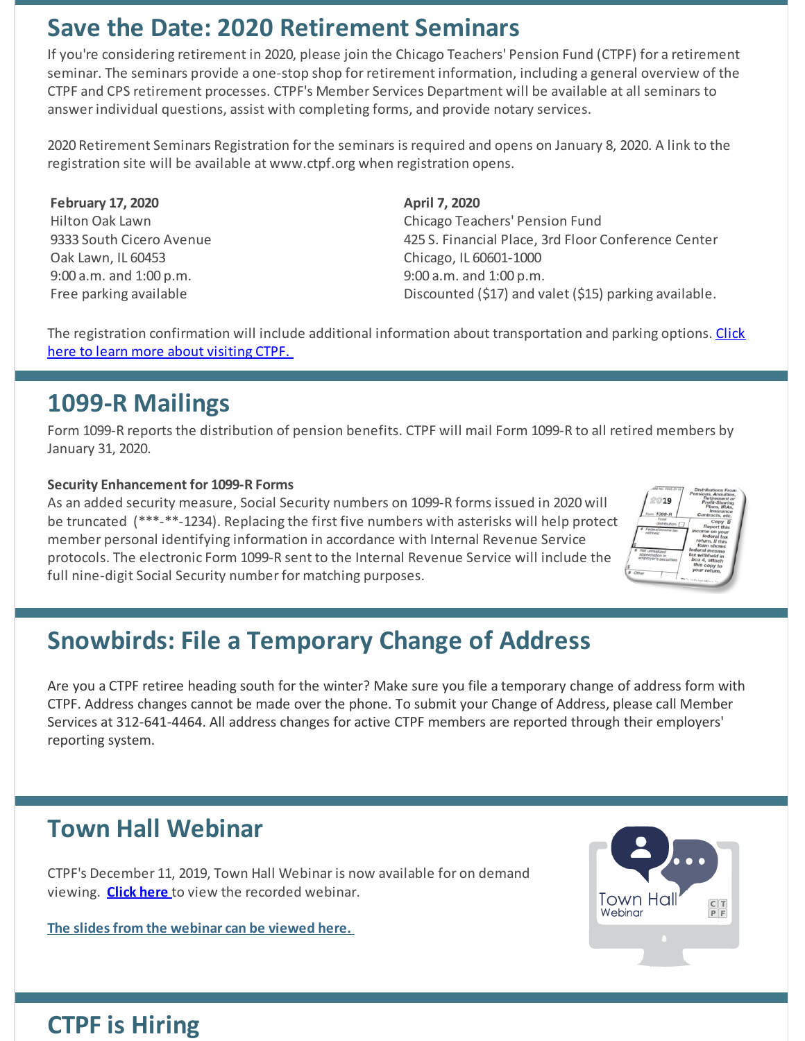## Save the Date: 2020 Retirement Seminars

If you're considering retirement in 2020, please join the Chicago Teachers' Pension Fund (CTPF) for a retirement seminar. The seminars provide a one-stop shop for retirement information, including a general overview of the CTPF and CPS retirement processes. CTPF's Member Services Department will be available at all seminars to answer individual questions, assist with completing forms, and provide notary services.

2020 Retirement Seminars Registration for the seminars is required and opens on January 8, 2020. A link to the registration site will be available at www.ctpf.org when registration opens.

**February 17, 2020**
Hilton Oak Lawn
9333 South Cicero Avenue
Oak Lawn, IL 60453
9:00 a.m. and 1:00 p.m.
Free parking available

**April 7, 2020**
Chicago Teachers' Pension Fund
425 S. Financial Place, 3rd Floor Conference Center
Chicago, IL 60601-1000
9:00 a.m. and 1:00 p.m.
Discounted ($17) and valet ($15) parking available.

The registration confirmation will include additional information about transportation and parking options. Click here to learn more about visiting CTPF.

## 1099-R Mailings

Form 1099-R reports the distribution of pension benefits. CTPF will mail Form 1099-R to all retired members by January 31, 2020.

**Security Enhancement for 1099-R Forms**

As an added security measure, Social Security numbers on 1099-R forms issued in 2020 will be truncated (***-**-1234). Replacing the first five numbers with asterisks will help protect member personal identifying information in accordance with Internal Revenue Service protocols. The electronic Form 1099-R sent to the Internal Revenue Service will include the full nine-digit Social Security number for matching purposes.

## Snowbirds: File a Temporary Change of Address

Are you a CTPF retiree heading south for the winter? Make sure you file a temporary change of address form with CTPF. Address changes cannot be made over the phone. To submit your Change of Address, please call Member Services at 312-641-4464. All address changes for active CTPF members are reported through their employers' reporting system.

## Town Hall Webinar

CTPF's December 11, 2019, Town Hall Webinar is now available for on demand viewing. **Click here** to view the recorded webinar.

**The slides from the webinar can be viewed here.**

## CTPF is Hiring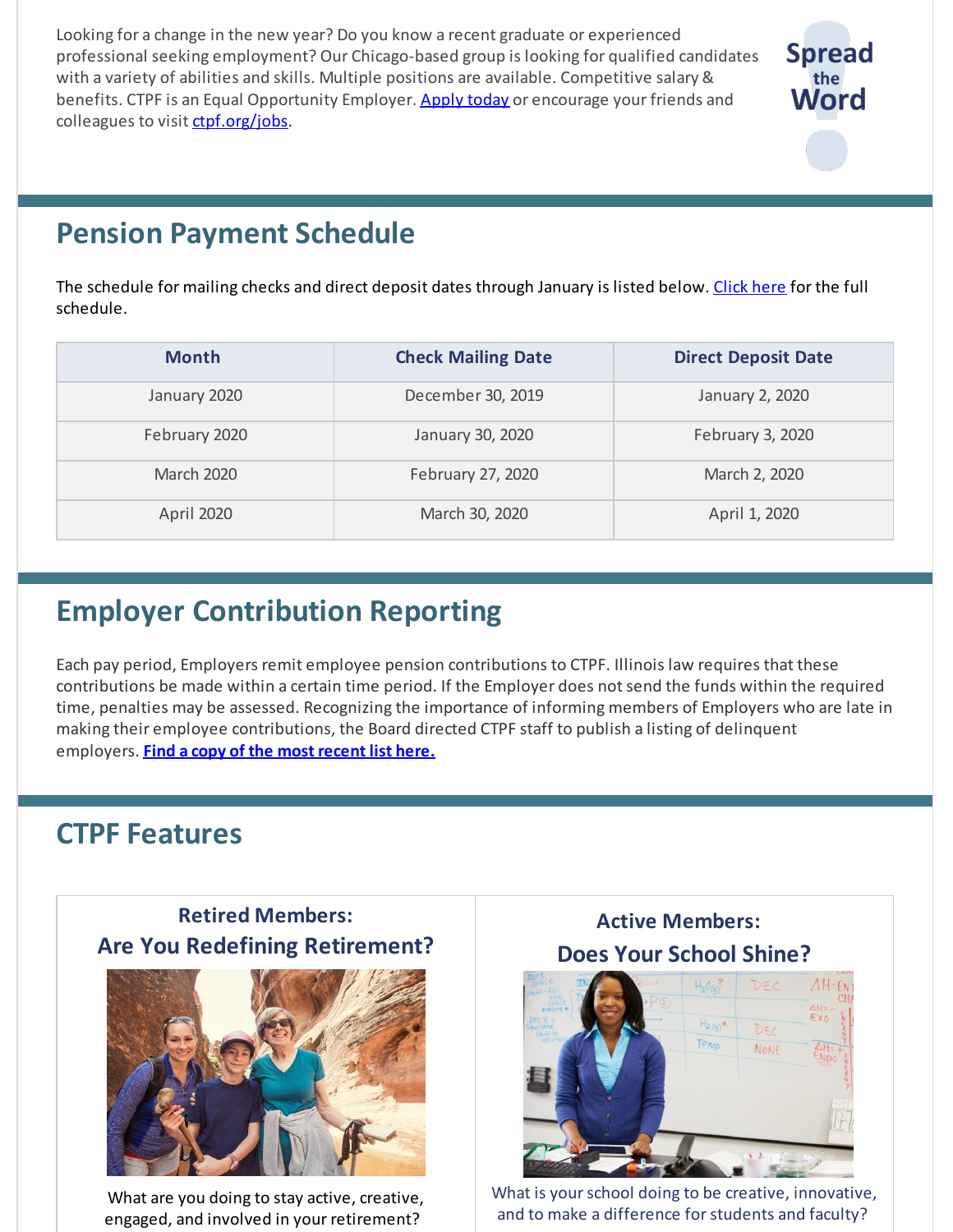Looking for a change in the new year? Do you know a recent graduate or experienced professional seeking employment? Our Chicago-based group is looking for qualified candidates with a variety of abilities and skills. Multiple positions are available. Competitive salary & benefits. CTPF is an Equal Opportunity Employer. Apply today or encourage your friends and colleagues to visit ctpf.org/jobs.

Spread the Word

## Pension Payment Schedule

The schedule for mailing checks and direct deposit dates through January is listed below. Click here for the full schedule.

| Month | Check Mailing Date | Direct Deposit Date |
|---|---|---|
| January 2020 | December 30, 2019 | January 2, 2020 |
| February 2020 | January 30, 2020 | February 3, 2020 |
| March 2020 | February 27, 2020 | March 2, 2020 |
| April 2020 | March 30, 2020 | April 1, 2020 |

## Employer Contribution Reporting

Each pay period, Employers remit employee pension contributions to CTPF. Illinois law requires that these contributions be made within a certain time period. If the Employer does not send the funds within the required time, penalties may be assessed. Recognizing the importance of informing members of Employers who are late in making their employee contributions, the Board directed CTPF staff to publish a listing of delinquent employers. **Find a copy of the most recent list here.**

## CTPF Features

### Retired Members: Are You Redefining Retirement?

What are you doing to stay active, creative, engaged, and involved in your retirement?

### Active Members: Does Your School Shine?

What is your school doing to be creative, innovative, and to make a difference for students and faculty?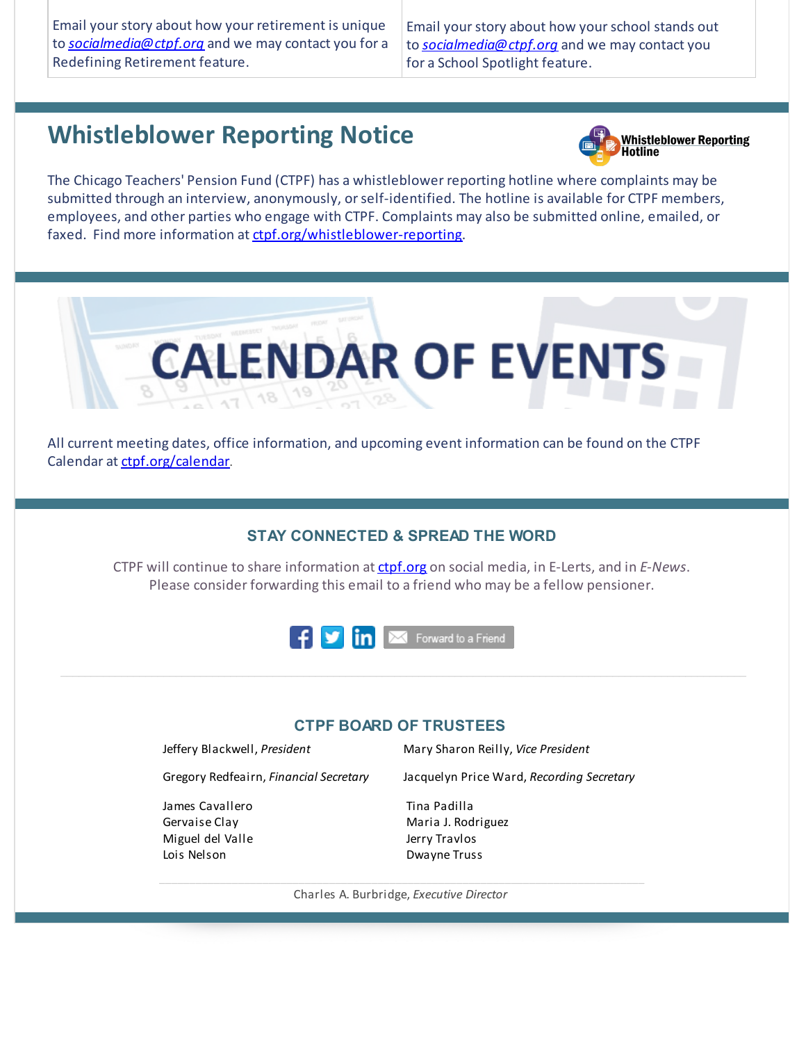| | |
|---|---|
| Email your story about how your retirement is unique to *socialmedia@ctpf.org* and we may contact you for a Redefining Retirement feature. | Email your story about how your school stands out to *socialmedia@ctpf.org* and we may contact you for a School Spotlight feature. |

## Whistleblower Reporting Notice

Whistleblower Reporting Hotline

The Chicago Teachers' Pension Fund (CTPF) has a whistleblower reporting hotline where complaints may be submitted through an interview, anonymously, or self-identified. The hotline is available for CTPF members, employees, and other parties who engage with CTPF. Complaints may also be submitted online, emailed, or faxed. Find more information at ctpf.org/whistleblower-reporting.

## CALENDAR OF EVENTS

All current meeting dates, office information, and upcoming event information can be found on the CTPF Calendar at ctpf.org/calendar.

### STAY CONNECTED & SPREAD THE WORD

CTPF will continue to share information at ctpf.org on social media, in E-Lerts, and in *E-News*. Please consider forwarding this email to a friend who may be a fellow pensioner.

Forward to a Friend

### CTPF BOARD OF TRUSTEES

Jeffery Blackwell, *President*
Mary Sharon Reilly, *Vice President*
Gregory Redfeairn, *Financial Secretary*
Jacquelyn Price Ward, *Recording Secretary*

James Cavallero
Gervaise Clay
Miguel del Valle
Lois Nelson
Tina Padilla
Maria J. Rodriguez
Jerry Travlos
Dwayne Truss

Charles A. Burbridge, *Executive Director*